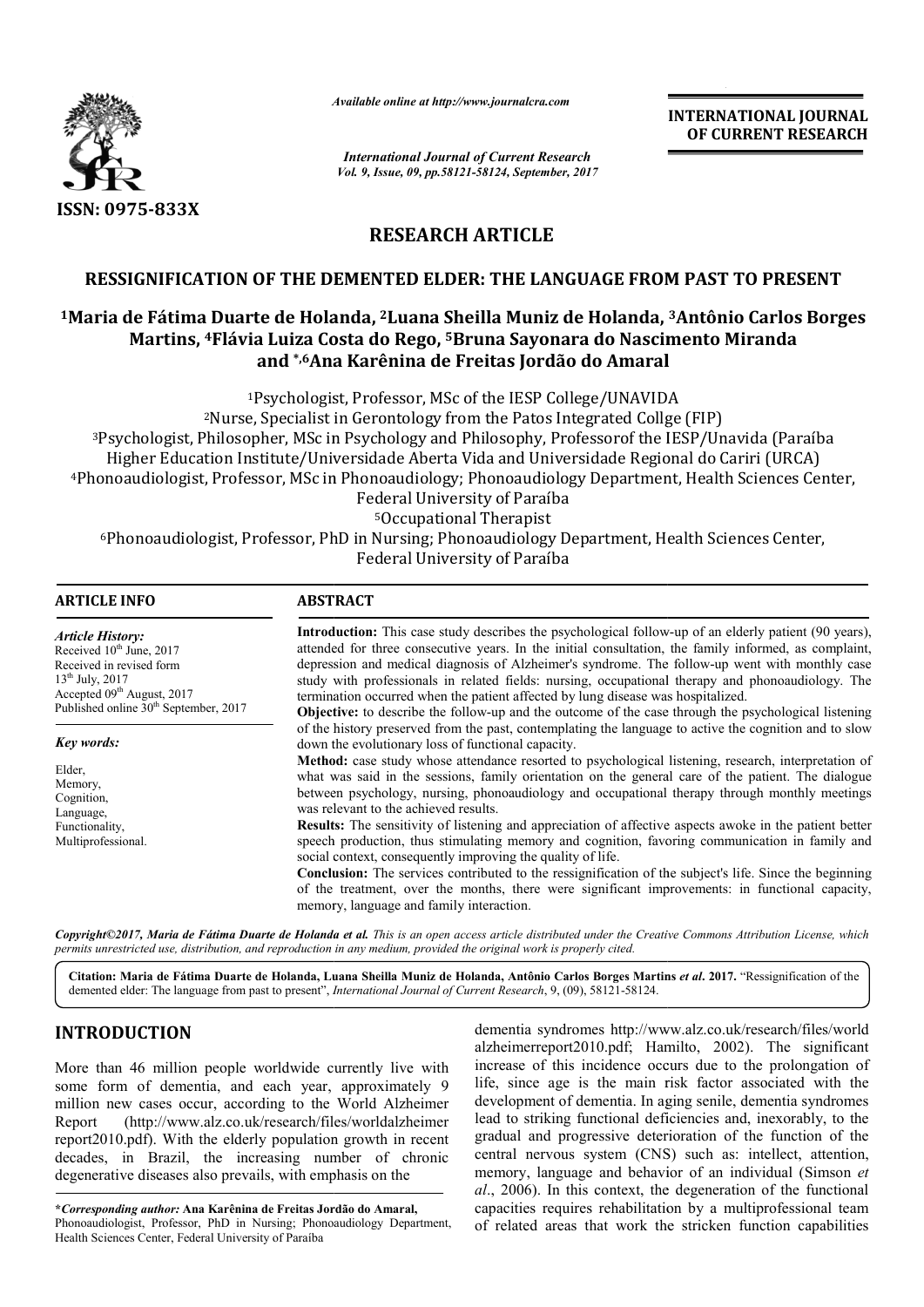*Available online at http://www.journalcra.com*

*International Journal of Current Research*
*Vol. 9, Issue, 09, pp.58121-58124, September, 2017*

**INTERNATIONAL JOURNAL OF CURRENT RESEARCH**

ISSN: 0975-833X

## RESEARCH ARTICLE

# RESSIGNIFICATION OF THE DEMENTED ELDER: THE LANGUAGE FROM PAST TO PRESENT

**[1]Maria de Fátima Duarte de Holanda, [2]Luana Sheilla Muniz de Holanda, [3]Antônio Carlos Borges Martins, [4]Flávia Luiza Costa do Rego, [5]Bruna Sayonara do Nascimento Miranda and [*,6]Ana Karênina de Freitas Jordão do Amaral**

[1]Psychologist, Professor, MSc of the IESP College/UNAVIDA
[2]Nurse, Specialist in Gerontology from the Patos Integrated Collge (FIP)
[3]Psychologist, Philosopher, MSc in Psychology and Philosophy, Professorof the IESP/Unavida (Paraíba Higher Education Institute/Universidade Aberta Vida and Universidade Regional do Cariri (URCA)
[4]Phonoaudiologist, Professor, MSc in Phonoaudiology; Phonoaudiology Department, Health Sciences Center, Federal University of Paraíba
[5]Occupational Therapist
[6]Phonoaudiologist, Professor, PhD in Nursing; Phonoaudiology Department, Health Sciences Center, Federal University of Paraíba

### ARTICLE INFO

*Article History:*
Received 10th June, 2017
Received in revised form 13th July, 2017
Accepted 09th August, 2017
Published online 30th September, 2017

*Key words:*

Elder,
Memory,
Cognition,
Language,
Functionality,
Multiprofessional.

### ABSTRACT

**Introduction:** This case study describes the psychological follow-up of an elderly patient (90 years), attended for three consecutive years. In the initial consultation, the family informed, as complaint, depression and medical diagnosis of Alzheimer's syndrome. The follow-up went with monthly case study with professionals in related fields: nursing, occupational therapy and phonoaudiology. The termination occurred when the patient affected by lung disease was hospitalized.

**Objective:** to describe the follow-up and the outcome of the case through the psychological listening of the history preserved from the past, contemplating the language to active the cognition and to slow down the evolutionary loss of functional capacity.

**Method:** case study whose attendance resorted to psychological listening, research, interpretation of what was said in the sessions, family orientation on the general care of the patient. The dialogue between psychology, nursing, phonoaudiology and occupational therapy through monthly meetings was relevant to the achieved results.

**Results:** The sensitivity of listening and appreciation of affective aspects awoke in the patient better speech production, thus stimulating memory and cognition, favoring communication in family and social context, consequently improving the quality of life.

**Conclusion:** The services contributed to the ressignification of the subject's life. Since the beginning of the treatment, over the months, there were significant improvements: in functional capacity, memory, language and family interaction.

*Copyright©2017, Maria de Fátima Duarte de Holanda et al. This is an open access article distributed under the Creative Commons Attribution License, which permits unrestricted use, distribution, and reproduction in any medium, provided the original work is properly cited.*

**Citation: Maria de Fátima Duarte de Holanda, Luana Sheilla Muniz de Holanda, Antônio Carlos Borges Martins *et al*. 2017.** "Ressignification of the demented elder: The language from past to present", *International Journal of Current Research*, 9, (09), 58121-58124.

## INTRODUCTION

More than 46 million people worldwide currently live with some form of dementia, and each year, approximately 9 million new cases occur, according to the World Alzheimer Report (http://www.alz.co.uk/research/files/worldalzheimer report2010.pdf). With the elderly population growth in recent decades, in Brazil, the increasing number of chronic degenerative diseases also prevails, with emphasis on the dementia syndromes http://www.alz.co.uk/research/files/world alzheimerreport2010.pdf; Hamilto, 2002). The significant increase of this incidence occurs due to the prolongation of life, since age is the main risk factor associated with the development of dementia. In aging senile, dementia syndromes lead to striking functional deficiencies and, inexorably, to the gradual and progressive deterioration of the function of the central nervous system (CNS) such as: intellect, attention, memory, language and behavior of an individual (Simson *et al*., 2006). In this context, the degeneration of the functional capacities requires rehabilitation by a multiprofessional team of related areas that work the stricken function capabilities

**\*Corresponding author: Ana Karênina de Freitas Jordão do Amaral,**
Phonoaudiologist, Professor, PhD in Nursing; Phonoaudiology Department, Health Sciences Center, Federal University of Paraíba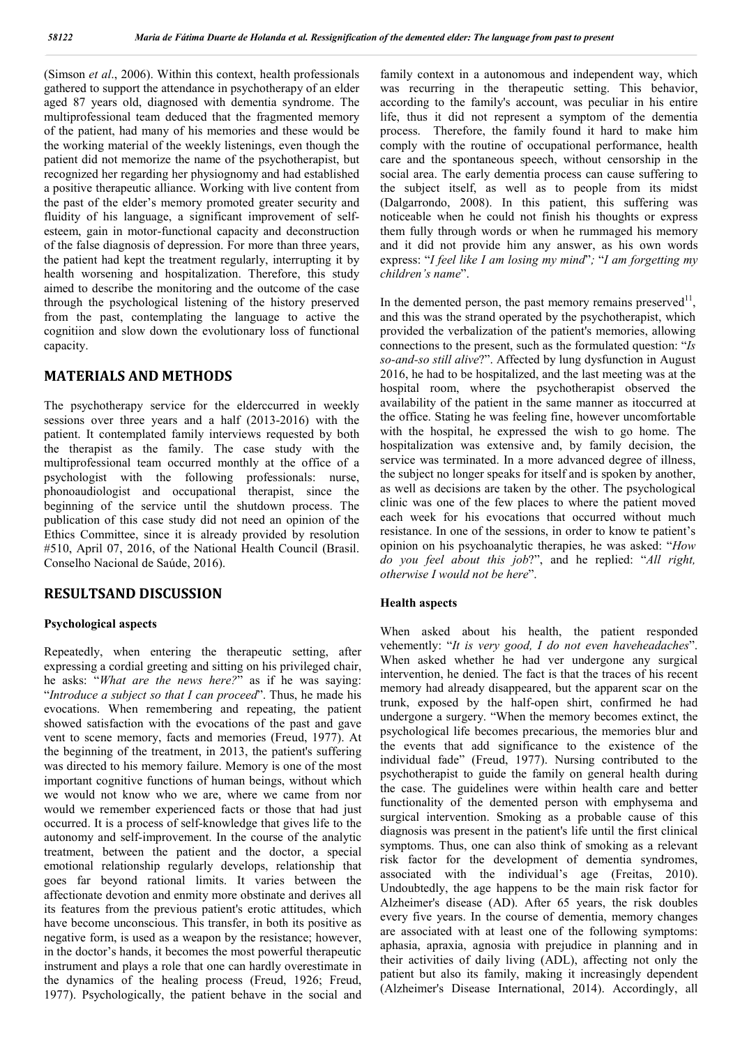(Simson *et al*., 2006). Within this context, health professionals gathered to support the attendance in psychotherapy of an elder aged 87 years old, diagnosed with dementia syndrome. The multiprofessional team deduced that the fragmented memory of the patient, had many of his memories and these would be the working material of the weekly listenings, even though the patient did not memorize the name of the psychotherapist, but recognized her regarding her physiognomy and had established a positive therapeutic alliance. Working with live content from the past of the elder's memory promoted greater security and fluidity of his language, a significant improvement of self-esteem, gain in motor-functional capacity and deconstruction of the false diagnosis of depression. For more than three years, the patient had kept the treatment regularly, interrupting it by health worsening and hospitalization. Therefore, this study aimed to describe the monitoring and the outcome of the case through the psychological listening of the history preserved from the past, contemplating the language to active the cognitiion and slow down the evolutionary loss of functional capacity.

## MATERIALS AND METHODS

The psychotherapy service for the elderccurred in weekly sessions over three years and a half (2013-2016) with the patient. It contemplated family interviews required by both the therapist as the family. The case study with the multiprofessional team occurred monthly at the office of a psychologist with the following professionals: nurse, phonoaudiologist and occupational therapist, since the beginning of the service until the shutdown process. The publication of this case study did not need an opinion of the Ethics Committee, since it is already provided by resolution #510, April 07, 2016, of the National Health Council (Brasil. Conselho Nacional de Saúde, 2016).

## RESULTSAND DISCUSSION

### Psychological aspects

Repeatedly, when entering the therapeutic setting, after expressing a cordial greeting and sitting on his privileged chair, he asks: "*What are the news here?*" as if he was saying: "*Introduce a subject so that I can proceed*". Thus, he made his evocations. When remembering and repeating, the patient showed satisfaction with the evocations of the past and gave vent to scene memory, facts and memories (Freud, 1977). At the beginning of the treatment, in 2013, the patient's suffering was directed to his memory failure. Memory is one of the most important cognitive functions of human beings, without which we would not know who we are, where we came from nor would we remember experienced facts or those that had just occurred. It is a process of self-knowledge that gives life to the autonomy and self-improvement. In the course of the analytic treatment, between the patient and the doctor, a special emotional relationship regularly develops, relationship that goes far beyond rational limits. It varies between the affectionate devotion and enmity more obstinate and derives all its features from the previous patient's erotic attitudes, which have become unconscious. This transfer, in both its positive as negative form, is used as a weapon by the resistance; however, in the doctor's hands, it becomes the most powerful therapeutic instrument and plays a role that one can hardly overestimate in the dynamics of the healing process (Freud, 1926; Freud, 1977). Psychologically, the patient behave in the social and family context in a autonomous and independent way, which was recurring in the therapeutic setting. This behavior, according to the family's account, was peculiar in his entire life, thus it did not represent a symptom of the dementia process. Therefore, the family found it hard to make him comply with the routine of occupational performance, health care and the spontaneous speech, without censorship in the social area. The early dementia process can cause suffering to the subject itself, as well as to people from its midst (Dalgarrondo, 2008). In this patient, this suffering was noticeable when he could not finish his thoughts or express them fully through words or when he rummaged his memory and it did not provide him any answer, as his own words express: "*I feel like I am losing my mind*"*;* "*I am forgetting my children's name*".

In the demented person, the past memory remains preserved[11], and this was the strand operated by the psychotherapist, which provided the verbalization of the patient's memories, allowing connections to the present, such as the formulated question: "*Is so-and-so still alive*?". Affected by lung dysfunction in August 2016, he had to be hospitalized, and the last meeting was at the hospital room, where the psychotherapist observed the availability of the patient in the same manner as itoccurred at the office. Stating he was feeling fine, however uncomfortable with the hospital, he expressed the wish to go home. The hospitalization was extensive and, by family decision, the service was terminated. In a more advanced degree of illness, the subject no longer speaks for itself and is spoken by another, as well as decisions are taken by the other. The psychological clinic was one of the few places to where the patient moved each week for his evocations that occurred without much resistance. In one of the sessions, in order to know te patient's opinion on his psychoanalytic therapies, he was asked: "*How do you feel about this job*?", and he replied: "*All right, otherwise I would not be here*".

### Health aspects

When asked about his health, the patient responded vehemently: "*It is very good, I do not even haveheadaches*". When asked whether he had ver undergone any surgical intervention, he denied. The fact is that the traces of his recent memory had already disappeared, but the apparent scar on the trunk, exposed by the half-open shirt, confirmed he had undergone a surgery. "When the memory becomes extinct, the psychological life becomes precarious, the memories blur and the events that add significance to the existence of the individual fade" (Freud, 1977). Nursing contributed to the psychotherapist to guide the family on general health during the case. The guidelines were within health care and better functionality of the demented person with emphysema and surgical intervention. Smoking as a probable cause of this diagnosis was present in the patient's life until the first clinical symptoms. Thus, one can also think of smoking as a relevant risk factor for the development of dementia syndromes, associated with the individual's age (Freitas, 2010). Undoubtedly, the age happens to be the main risk factor for Alzheimer's disease (AD). After 65 years, the risk doubles every five years. In the course of dementia, memory changes are associated with at least one of the following symptoms: aphasia, apraxia, agnosia with prejudice in planning and in their activities of daily living (ADL), affecting not only the patient but also its family, making it increasingly dependent (Alzheimer's Disease International, 2014). Accordingly, all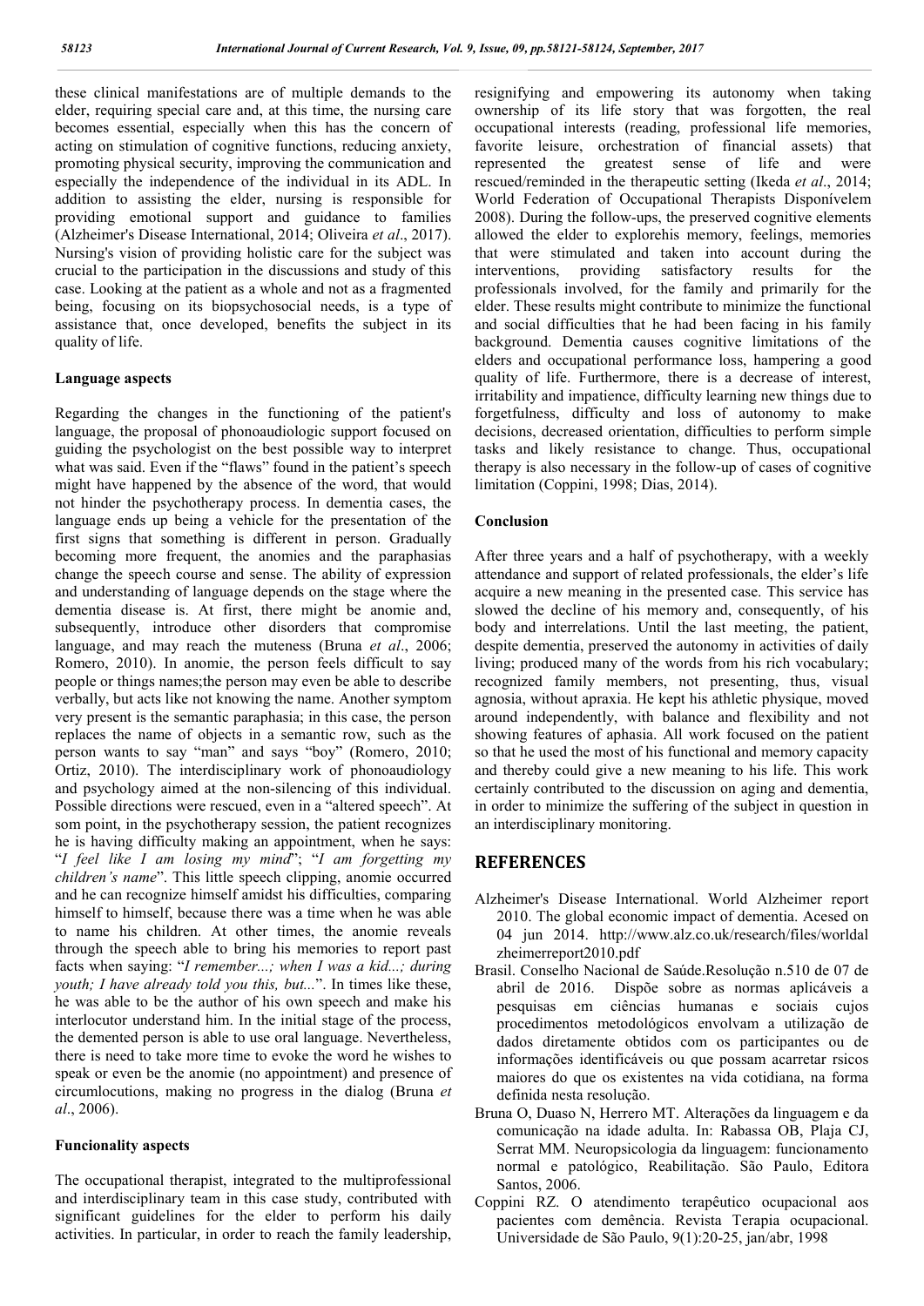these clinical manifestations are of multiple demands to the elder, requiring special care and, at this time, the nursing care becomes essential, especially when this has the concern of acting on stimulation of cognitive functions, reducing anxiety, promoting physical security, improving the communication and especially the independence of the individual in its ADL. In addition to assisting the elder, nursing is responsible for providing emotional support and guidance to families (Alzheimer's Disease International, 2014; Oliveira *et al*., 2017). Nursing's vision of providing holistic care for the subject was crucial to the participation in the discussions and study of this case. Looking at the patient as a whole and not as a fragmented being, focusing on its biopsychosocial needs, is a type of assistance that, once developed, benefits the subject in its quality of life.

### Language aspects

Regarding the changes in the functioning of the patient's language, the proposal of phonoaudiologic support focused on guiding the psychologist on the best possible way to interpret what was said. Even if the "flaws" found in the patient's speech might have happened by the absence of the word, that would not hinder the psychotherapy process. In dementia cases, the language ends up being a vehicle for the presentation of the first signs that something is different in person. Gradually becoming more frequent, the anomies and the paraphasias change the speech course and sense. The ability of expression and understanding of language depends on the stage where the dementia disease is. At first, there might be anomie and, subsequently, introduce other disorders that compromise language, and may reach the muteness (Bruna *et al*., 2006; Romero, 2010). In anomie, the person feels difficult to say people or things names;the person may even be able to describe verbally, but acts like not knowing the name. Another symptom very present is the semantic paraphasia; in this case, the person replaces the name of objects in a semantic row, such as the person wants to say "man" and says "boy" (Romero, 2010; Ortiz, 2010). The interdisciplinary work of phonoaudiology and psychology aimed at the non-silencing of this individual. Possible directions were rescued, even in a "altered speech". At som point, in the psychotherapy session, the patient recognizes he is having difficulty making an appointment, when he says: "*I feel like I am losing my mind*"; "*I am forgetting my children's name*". This little speech clipping, anomie occurred and he can recognize himself amidst his difficulties, comparing himself to himself, because there was a time when he was able to name his children. At other times, the anomie reveals through the speech able to bring his memories to report past facts when saying: "*I remember...; when I was a kid...; during youth; I have already told you this, but...*". In times like these, he was able to be the author of his own speech and make his interlocutor understand him. In the initial stage of the process, the demented person is able to use oral language. Nevertheless, there is need to take more time to evoke the word he wishes to speak or even be the anomie (no appointment) and presence of circumlocutions, making no progress in the dialog (Bruna *et al*., 2006).

### Funcionality aspects

The occupational therapist, integrated to the multiprofessional and interdisciplinary team in this case study, contributed with significant guidelines for the elder to perform his daily activities. In particular, in order to reach the family leadership, resignifying and empowering its autonomy when taking ownership of its life story that was forgotten, the real occupational interests (reading, professional life memories, favorite leisure, orchestration of financial assets) that represented the greatest sense of life and were rescued/reminded in the therapeutic setting (Ikeda *et al*., 2014; World Federation of Occupational Therapists Disponívelem 2008). During the follow-ups, the preserved cognitive elements allowed the elder to explorehis memory, feelings, memories that were stimulated and taken into account during the interventions, providing satisfactory results for the professionals involved, for the family and primarily for the elder. These results might contribute to minimize the functional and social difficulties that he had been facing in his family background. Dementia causes cognitive limitations of the elders and occupational performance loss, hampering a good quality of life. Furthermore, there is a decrease of interest, irritability and impatience, difficulty learning new things due to forgetfulness, difficulty and loss of autonomy to make decisions, decreased orientation, difficulties to perform simple tasks and likely resistance to change. Thus, occupational therapy is also necessary in the follow-up of cases of cognitive limitation (Coppini, 1998; Dias, 2014).

### Conclusion

After three years and a half of psychotherapy, with a weekly attendance and support of related professionals, the elder's life acquire a new meaning in the presented case. This service has slowed the decline of his memory and, consequently, of his body and interrelations. Until the last meeting, the patient, despite dementia, preserved the autonomy in activities of daily living; produced many of the words from his rich vocabulary; recognized family members, not presenting, thus, visual agnosia, without apraxia. He kept his athletic physique, moved around independently, with balance and flexibility and not showing features of aphasia. All work focused on the patient so that he used the most of his functional and memory capacity and thereby could give a new meaning to his life. This work certainly contributed to the discussion on aging and dementia, in order to minimize the suffering of the subject in question in an interdisciplinary monitoring.

## REFERENCES

- Alzheimer's Disease International. World Alzheimer report 2010. The global economic impact of dementia. Acesed on 04 jun 2014. http://www.alz.co.uk/research/files/worldalzheimerreport2010.pdf
- Brasil. Conselho Nacional de Saúde.Resolução n.510 de 07 de abril de 2016. Dispõe sobre as normas aplicáveis a pesquisas em ciências humanas e sociais cujos procedimentos metodológicos envolvam a utilização de dados diretamente obtidos com os participantes ou de informações identificáveis ou que possam acarretar rsicos maiores do que os existentes na vida cotidiana, na forma definida nesta resolução.
- Bruna O, Duaso N, Herrero MT. Alterações da linguagem e da comunicação na idade adulta. In: Rabassa OB, Plaja CJ, Serrat MM. Neuropsicologia da linguagem: funcionamento normal e patológico, Reabilitação. São Paulo, Editora Santos, 2006.
- Coppini RZ. O atendimento terapêutico ocupacional aos pacientes com demência. Revista Terapia ocupacional. Universidade de São Paulo, 9(1):20-25, jan/abr, 1998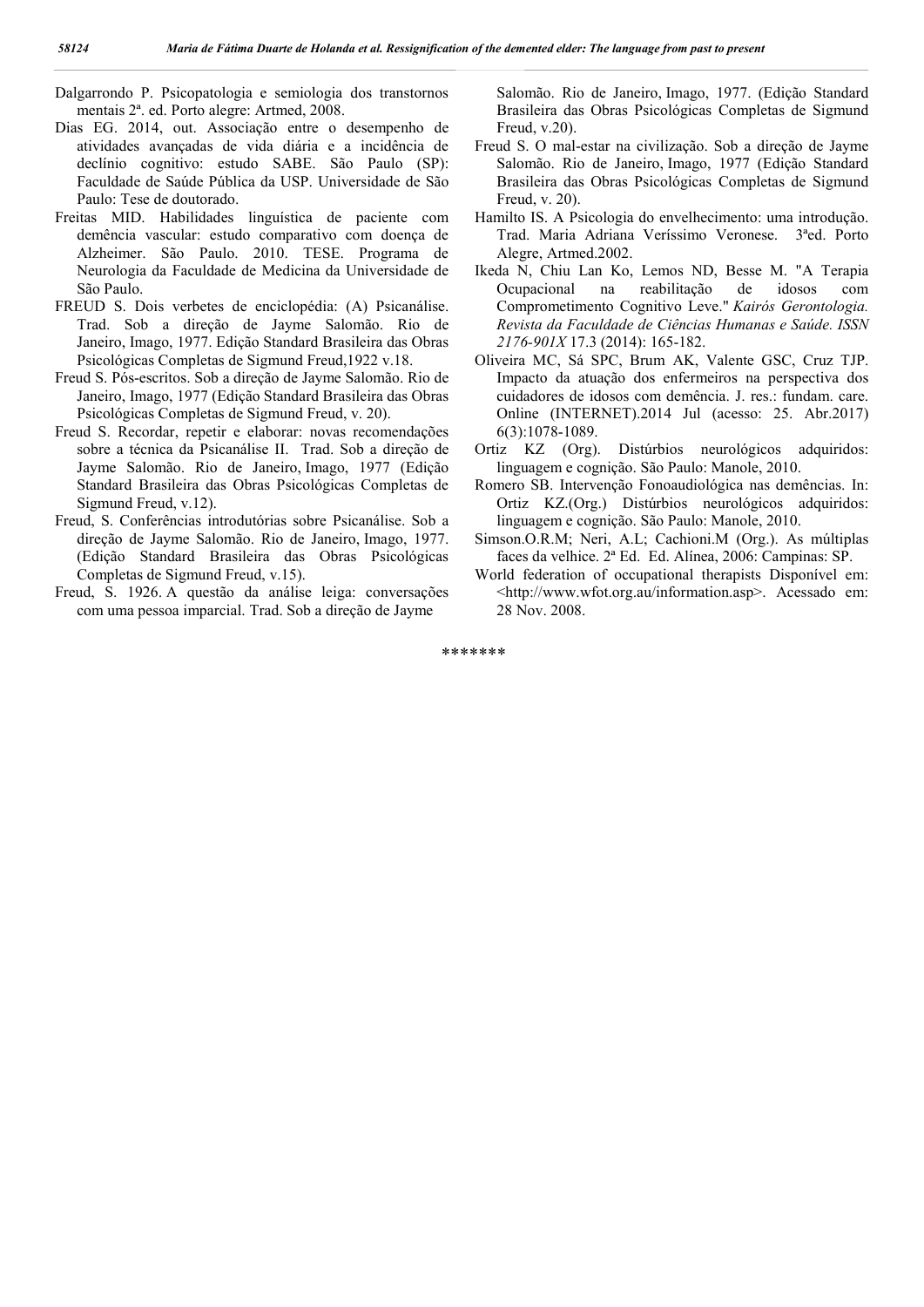Dalgarrondo P. Psicopatologia e semiologia dos transtornos mentais 2ª. ed. Porto alegre: Artmed, 2008.

Dias EG. 2014, out. Associação entre o desempenho de atividades avançadas de vida diária e a incidência de declínio cognitivo: estudo SABE. São Paulo (SP): Faculdade de Saúde Pública da USP. Universidade de São Paulo: Tese de doutorado.

Freitas MID. Habilidades linguística de paciente com demência vascular: estudo comparativo com doença de Alzheimer. São Paulo. 2010. TESE. Programa de Neurologia da Faculdade de Medicina da Universidade de São Paulo.

FREUD S. Dois verbetes de enciclopédia: (A) Psicanálise. Trad. Sob a direção de Jayme Salomão. Rio de Janeiro, Imago, 1977. Edição Standard Brasileira das Obras Psicológicas Completas de Sigmund Freud,1922 v.18.

Freud S. Pós-escritos. Sob a direção de Jayme Salomão. Rio de Janeiro, Imago, 1977 (Edição Standard Brasileira das Obras Psicológicas Completas de Sigmund Freud, v. 20).

Freud S. Recordar, repetir e elaborar: novas recomendações sobre a técnica da Psicanálise II. Trad. Sob a direção de Jayme Salomão. Rio de Janeiro, Imago, 1977 (Edição Standard Brasileira das Obras Psicológicas Completas de Sigmund Freud, v.12).

Freud, S. Conferências introdutórias sobre Psicanálise. Sob a direção de Jayme Salomão. Rio de Janeiro, Imago, 1977. (Edição Standard Brasileira das Obras Psicológicas Completas de Sigmund Freud, v.15).

Freud, S. 1926. A questão da análise leiga: conversações com uma pessoa imparcial. Trad. Sob a direção de Jayme Salomão. Rio de Janeiro, Imago, 1977. (Edição Standard Brasileira das Obras Psicológicas Completas de Sigmund Freud, v.20).

Freud S. O mal-estar na civilização. Sob a direção de Jayme Salomão. Rio de Janeiro, Imago, 1977 (Edição Standard Brasileira das Obras Psicológicas Completas de Sigmund Freud, v. 20).

Hamilto IS. A Psicologia do envelhecimento: uma introdução. Trad. Maria Adriana Veríssimo Veronese. 3ªed. Porto Alegre, Artmed.2002.

Ikeda N, Chiu Lan Ko, Lemos ND, Besse M. "A Terapia Ocupacional na reabilitação de idosos com Comprometimento Cognitivo Leve." *Kairós Gerontologia. Revista da Faculdade de Ciências Humanas e Saúde. ISSN 2176-901X* 17.3 (2014): 165-182.

Oliveira MC, Sá SPC, Brum AK, Valente GSC, Cruz TJP. Impacto da atuação dos enfermeiros na perspectiva dos cuidadores de idosos com demência. J. res.: fundam. care. Online (INTERNET).2014 Jul (acesso: 25. Abr.2017) 6(3):1078-1089.

Ortiz KZ (Org). Distúrbios neurológicos adquiridos: linguagem e cognição. São Paulo: Manole, 2010.

Romero SB. Intervenção Fonoaudiológica nas demências. In: Ortiz KZ.(Org.) Distúrbios neurológicos adquiridos: linguagem e cognição. São Paulo: Manole, 2010.

Simson.O.R.M; Neri, A.L; Cachioni.M (Org.). As múltiplas faces da velhice. 2ª Ed. Ed. Alínea, 2006: Campinas: SP.

World federation of occupational therapists Disponível em: <http://www.wfot.org.au/information.asp>. Acessado em: 28 Nov. 2008.

*******